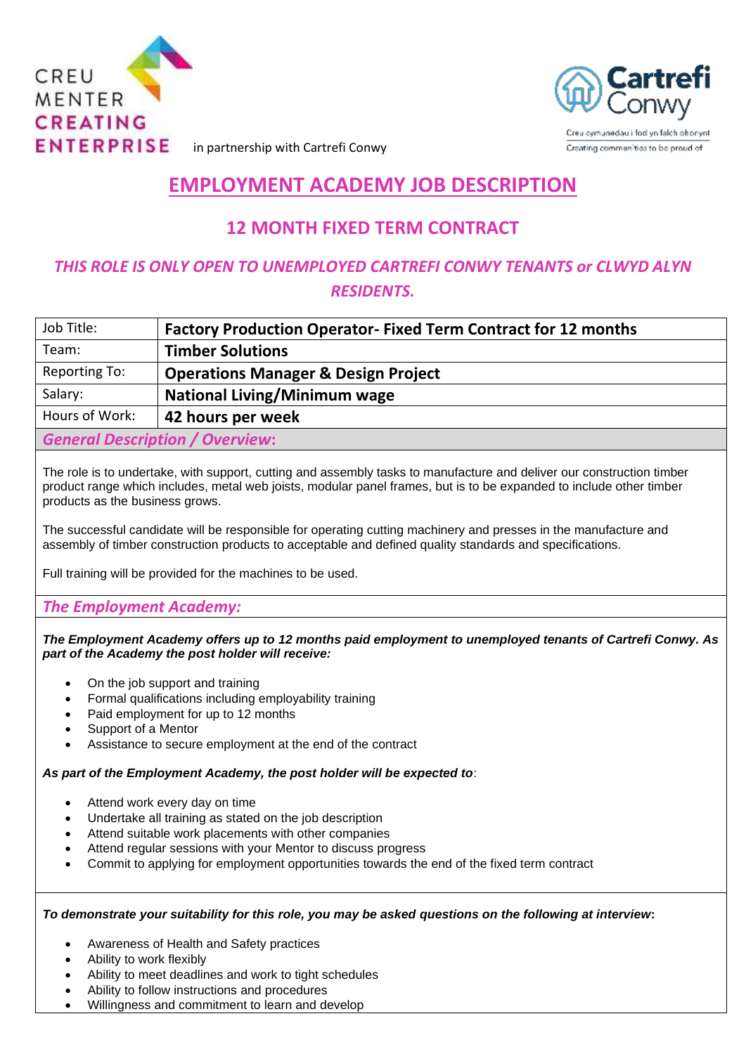CREU MENTER
CREATING ENTERPRISE in partnership with Cartrefi Conwy

Cartrefi Conwy
Creu cymunedau i fod yn falch ohonynt
Creating communities to be proud of

# EMPLOYMENT ACADEMY JOB DESCRIPTION

## 12 MONTH FIXED TERM CONTRACT

***THIS ROLE IS ONLY OPEN TO UNEMPLOYED CARTREFI CONWY TENANTS or CLWYD ALYN RESIDENTS.***

| Job Title: | **Factory Production Operator- Fixed Term Contract for 12 months** |
|---|---|
| Team: | **Timber Solutions** |
| Reporting To: | **Operations Manager & Design Project** |
| Salary: | **National Living/Minimum wage** |
| Hours of Work: | **42 hours per week** |

### *General Description / Overview:*

The role is to undertake, with support, cutting and assembly tasks to manufacture and deliver our construction timber product range which includes, metal web joists, modular panel frames, but is to be expanded to include other timber products as the business grows.

The successful candidate will be responsible for operating cutting machinery and presses in the manufacture and assembly of timber construction products to acceptable and defined quality standards and specifications.

Full training will be provided for the machines to be used.

### *The Employment Academy:*

***The Employment Academy offers up to 12 months paid employment to unemployed tenants of Cartrefi Conwy. As part of the Academy the post holder will receive:***

- On the job support and training
- Formal qualifications including employability training
- Paid employment for up to 12 months
- Support of a Mentor
- Assistance to secure employment at the end of the contract

***As part of the Employment Academy, the post holder will be expected to***:

- Attend work every day on time
- Undertake all training as stated on the job description
- Attend suitable work placements with other companies
- Attend regular sessions with your Mentor to discuss progress
- Commit to applying for employment opportunities towards the end of the fixed term contract

***To demonstrate your suitability for this role, you may be asked questions on the following at interview:***

- Awareness of Health and Safety practices
- Ability to work flexibly
- Ability to meet deadlines and work to tight schedules
- Ability to follow instructions and procedures
- Willingness and commitment to learn and develop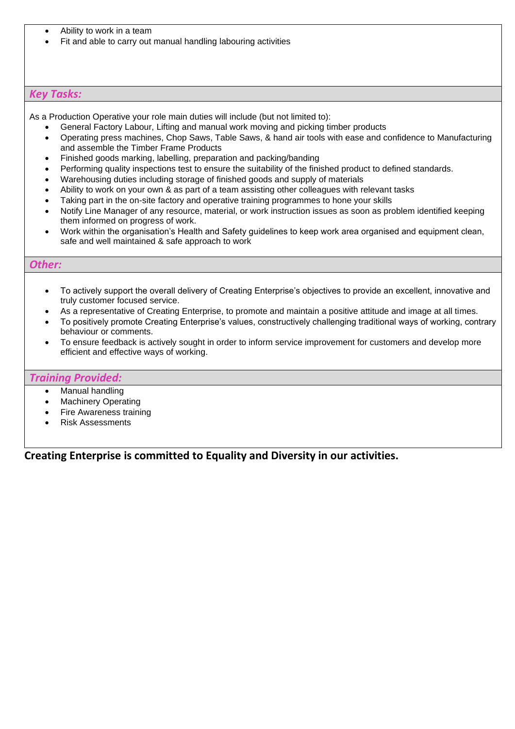- Ability to work in a team
- Fit and able to carry out manual handling labouring activities

## *Key Tasks:*

As a Production Operative your role main duties will include (but not limited to):

- General Factory Labour, Lifting and manual work moving and picking timber products
- Operating press machines, Chop Saws, Table Saws, & hand air tools with ease and confidence to Manufacturing and assemble the Timber Frame Products
- Finished goods marking, labelling, preparation and packing/banding
- Performing quality inspections test to ensure the suitability of the finished product to defined standards.
- Warehousing duties including storage of finished goods and supply of materials
- Ability to work on your own & as part of a team assisting other colleagues with relevant tasks
- Taking part in the on-site factory and operative training programmes to hone your skills
- Notify Line Manager of any resource, material, or work instruction issues as soon as problem identified keeping them informed on progress of work.
- Work within the organisation's Health and Safety guidelines to keep work area organised and equipment clean, safe and well maintained & safe approach to work

## *Other:*

- To actively support the overall delivery of Creating Enterprise's objectives to provide an excellent, innovative and truly customer focused service.
- As a representative of Creating Enterprise, to promote and maintain a positive attitude and image at all times.
- To positively promote Creating Enterprise's values, constructively challenging traditional ways of working, contrary behaviour or comments.
- To ensure feedback is actively sought in order to inform service improvement for customers and develop more efficient and effective ways of working.

## *Training Provided:*

- Manual handling
- Machinery Operating
- Fire Awareness training
- Risk Assessments

**Creating Enterprise is committed to Equality and Diversity in our activities.**